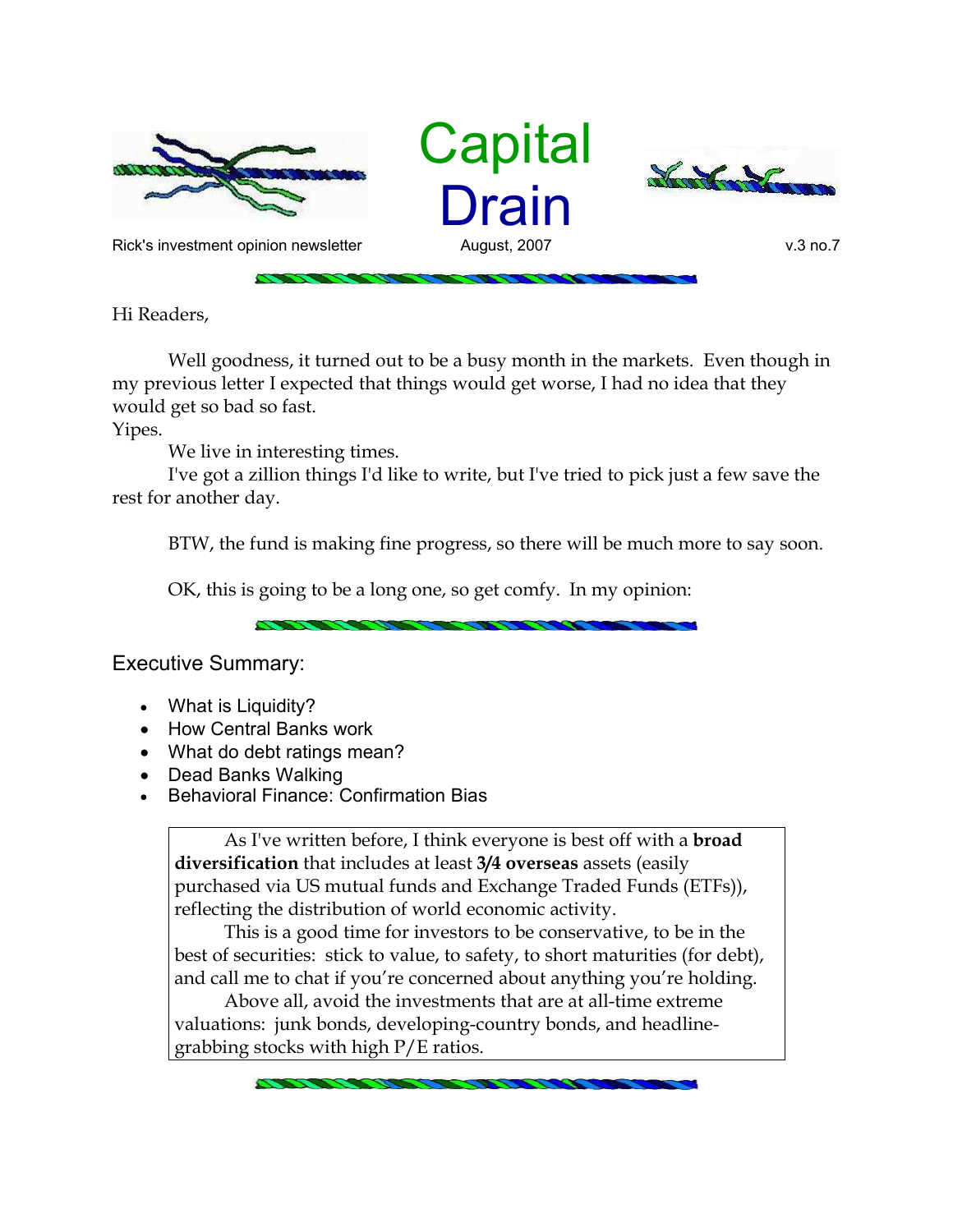# Capital Drain

Rick's investment opinion newsletter — August, 2007 — v.3 no.7

Hi Readers,

Well goodness, it turned out to be a busy month in the markets. Even though in my previous letter I expected that things would get worse, I had no idea that they would get so bad so fast.

Yipes.

We live in interesting times.

I've got a zillion things I'd like to write, but I've tried to pick just a few save the rest for another day.

BTW, the fund is making fine progress, so there will be much more to say soon.

OK, this is going to be a long one, so get comfy. In my opinion:

## Executive Summary:

- What is Liquidity?
- How Central Banks work
- What do debt ratings mean?
- Dead Banks Walking
- Behavioral Finance: Confirmation Bias

> As I've written before, I think everyone is best off with a **broad diversification** that includes at least **3/4 overseas** assets (easily purchased via US mutual funds and Exchange Traded Funds (ETFs)), reflecting the distribution of world economic activity.
>
> This is a good time for investors to be conservative, to be in the best of securities: stick to value, to safety, to short maturities (for debt), and call me to chat if you're concerned about anything you're holding.
>
> Above all, avoid the investments that are at all-time extreme valuations: junk bonds, developing-country bonds, and headline-grabbing stocks with high P/E ratios.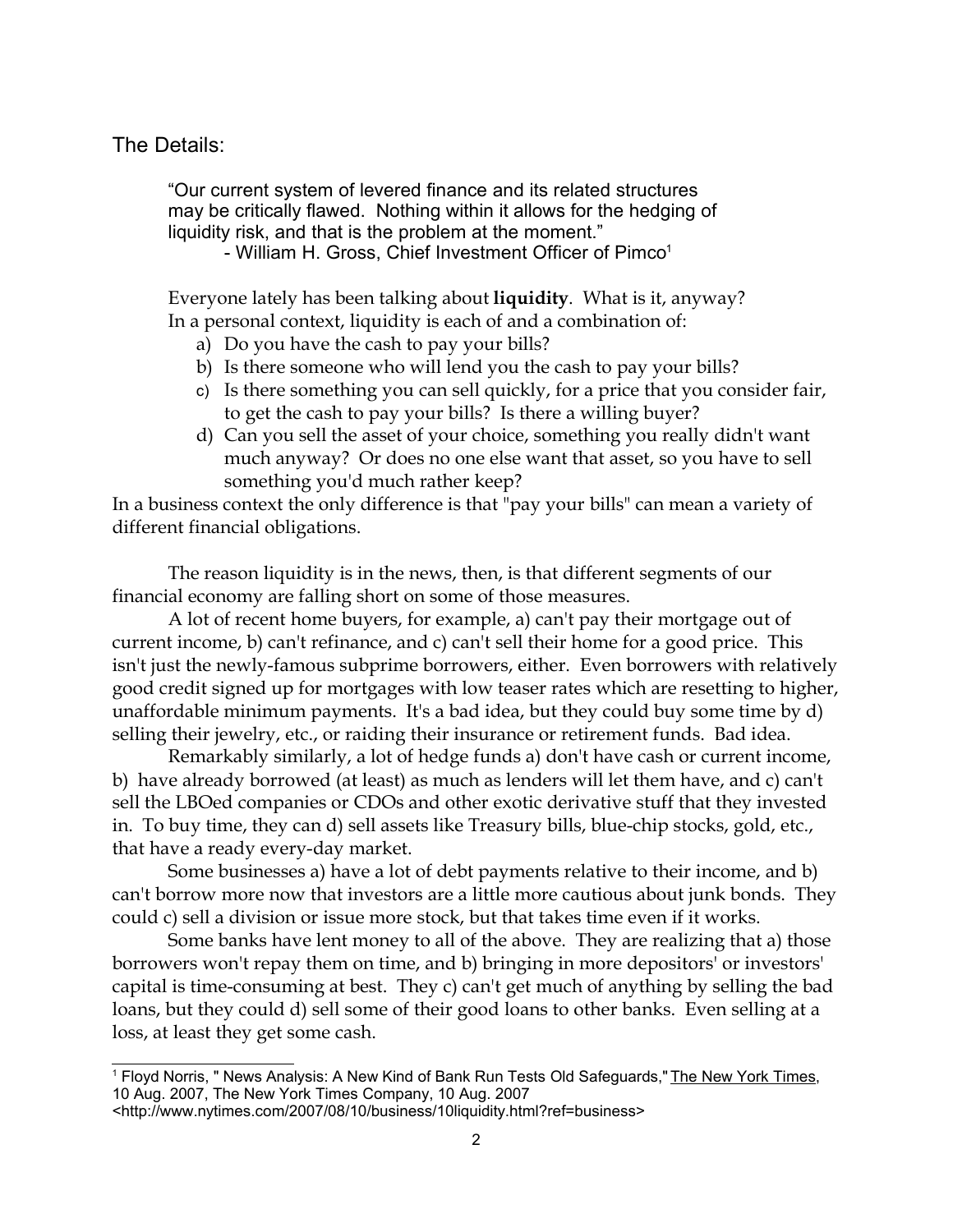## The Details:

> "Our current system of levered finance and its related structures may be critically flawed. Nothing within it allows for the hedging of liquidity risk, and that is the problem at the moment."
>
> \- William H. Gross, Chief Investment Officer of Pimco[1]

Everyone lately has been talking about **liquidity**. What is it, anyway? In a personal context, liquidity is each of and a combination of:

a) Do you have the cash to pay your bills?
b) Is there someone who will lend you the cash to pay your bills?
c) Is there something you can sell quickly, for a price that you consider fair, to get the cash to pay your bills? Is there a willing buyer?
d) Can you sell the asset of your choice, something you really didn't want much anyway? Or does no one else want that asset, so you have to sell something you'd much rather keep?

In a business context the only difference is that "pay your bills" can mean a variety of different financial obligations.

The reason liquidity is in the news, then, is that different segments of our financial economy are falling short on some of those measures.

A lot of recent home buyers, for example, a) can't pay their mortgage out of current income, b) can't refinance, and c) can't sell their home for a good price. This isn't just the newly-famous subprime borrowers, either. Even borrowers with relatively good credit signed up for mortgages with low teaser rates which are resetting to higher, unaffordable minimum payments. It's a bad idea, but they could buy some time by d) selling their jewelry, etc., or raiding their insurance or retirement funds. Bad idea.

Remarkably similarly, a lot of hedge funds a) don't have cash or current income, b) have already borrowed (at least) as much as lenders will let them have, and c) can't sell the LBOed companies or CDOs and other exotic derivative stuff that they invested in. To buy time, they can d) sell assets like Treasury bills, blue-chip stocks, gold, etc., that have a ready every-day market.

Some businesses a) have a lot of debt payments relative to their income, and b) can't borrow more now that investors are a little more cautious about junk bonds. They could c) sell a division or issue more stock, but that takes time even if it works.

Some banks have lent money to all of the above. They are realizing that a) those borrowers won't repay them on time, and b) bringing in more depositors' or investors' capital is time-consuming at best. They c) can't get much of anything by selling the bad loans, but they could d) sell some of their good loans to other banks. Even selling at a loss, at least they get some cash.

---

[1] Floyd Norris, " News Analysis: A New Kind of Bank Run Tests Old Safeguards," The New York Times, 10 Aug. 2007, The New York Times Company, 10 Aug. 2007 <http://www.nytimes.com/2007/08/10/business/10liquidity.html?ref=business>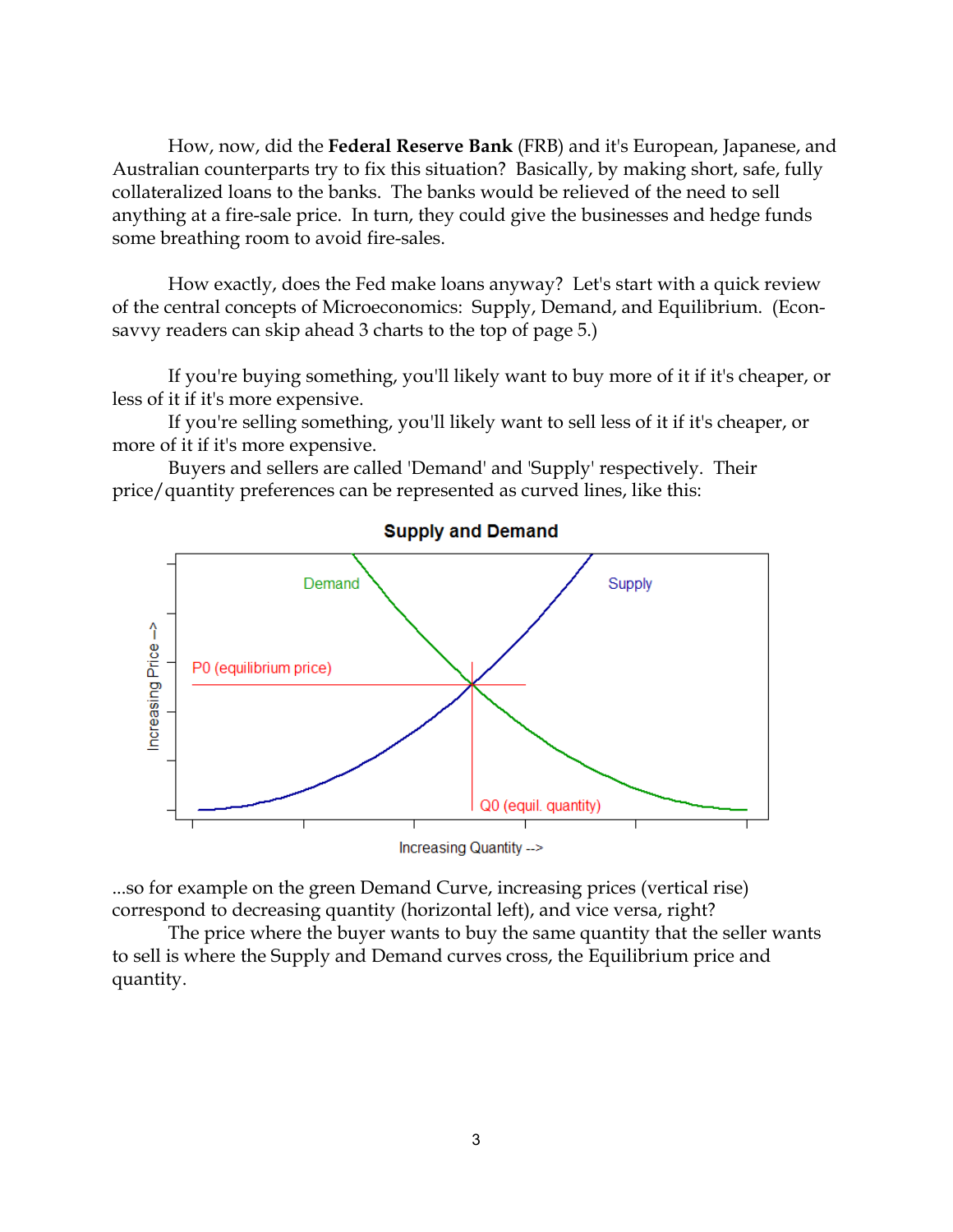How, now, did the **Federal Reserve Bank** (FRB) and it's European, Japanese, and Australian counterparts try to fix this situation? Basically, by making short, safe, fully collateralized loans to the banks. The banks would be relieved of the need to sell anything at a fire-sale price. In turn, they could give the businesses and hedge funds some breathing room to avoid fire-sales.

How exactly, does the Fed make loans anyway? Let's start with a quick review of the central concepts of Microeconomics: Supply, Demand, and Equilibrium. (Econ-savvy readers can skip ahead 3 charts to the top of page 5.)

If you're buying something, you'll likely want to buy more of it if it's cheaper, or less of it if it's more expensive.

If you're selling something, you'll likely want to sell less of it if it's cheaper, or more of it if it's more expensive.

Buyers and sellers are called 'Demand' and 'Supply' respectively. Their price/quantity preferences can be represented as curved lines, like this:

**Supply and Demand**

Demand — Supply — P0 (equilibrium price) — Q0 (equil. quantity)

Increasing Price --> / Increasing Quantity -->

...so for example on the green Demand Curve, increasing prices (vertical rise) correspond to decreasing quantity (horizontal left), and vice versa, right?

The price where the buyer wants to buy the same quantity that the seller wants to sell is where the Supply and Demand curves cross, the Equilibrium price and quantity.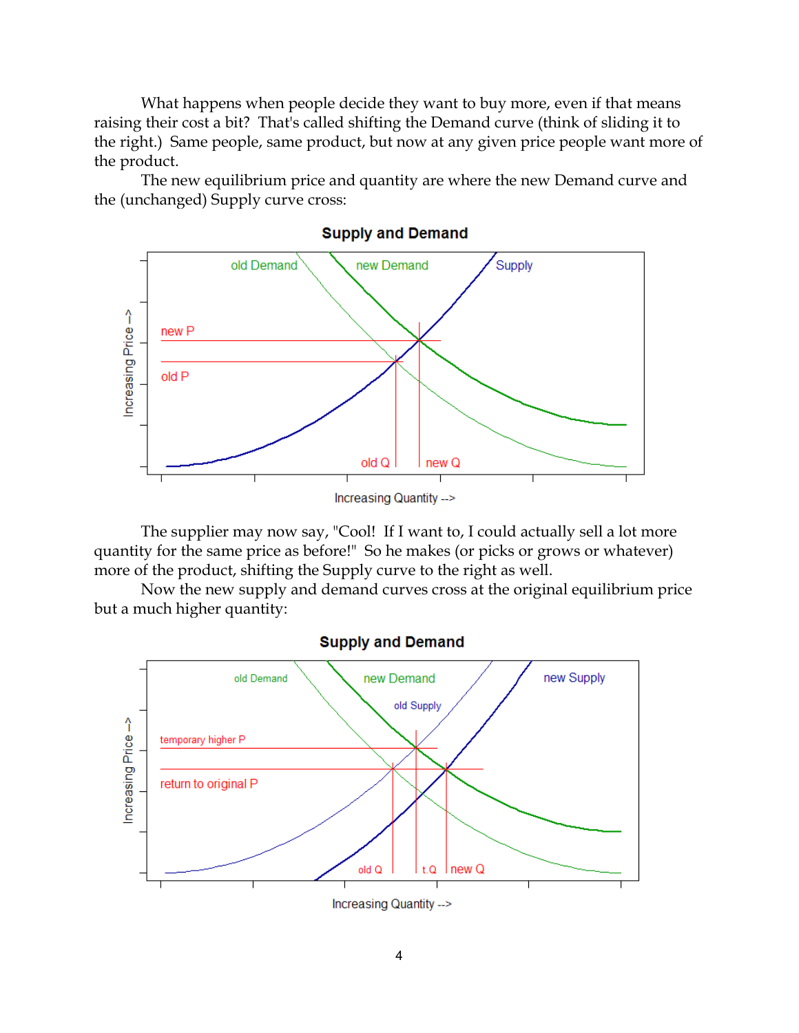What happens when people decide they want to buy more, even if that means raising their cost a bit? That's called shifting the Demand curve (think of sliding it to the right.) Same people, same product, but now at any given price people want more of the product.

The new equilibrium price and quantity are where the new Demand curve and the (unchanged) Supply curve cross:

The supplier may now say, "Cool! If I want to, I could actually sell a lot more quantity for the same price as before!" So he makes (or picks or grows or whatever) more of the product, shifting the Supply curve to the right as well.

Now the new supply and demand curves cross at the original equilibrium price but a much higher quantity: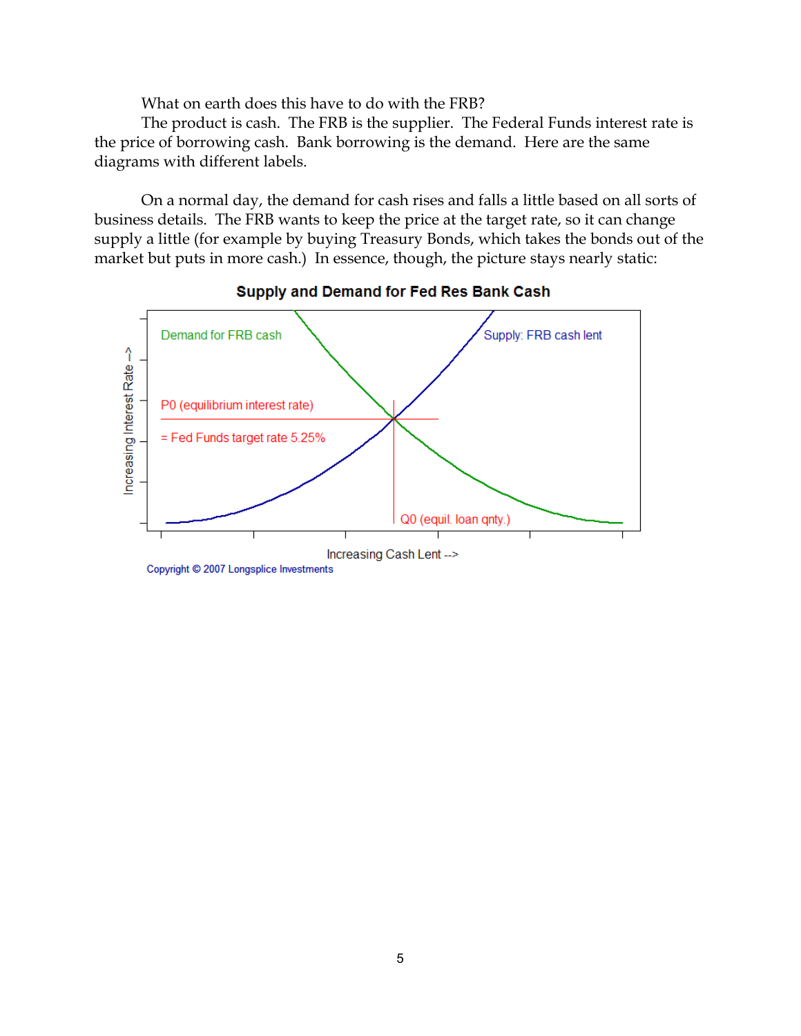What on earth does this have to do with the FRB?

The product is cash. The FRB is the supplier. The Federal Funds interest rate is the price of borrowing cash. Bank borrowing is the demand. Here are the same diagrams with different labels.

On a normal day, the demand for cash rises and falls a little based on all sorts of business details. The FRB wants to keep the price at the target rate, so it can change supply a little (for example by buying Treasury Bonds, which takes the bonds out of the market but puts in more cash.) In essence, though, the picture stays nearly static:

**Supply and Demand for Fed Res Bank Cash**

Demand for FRB cash

Supply: FRB cash lent

P0 (equilibrium interest rate)

= Fed Funds target rate 5.25%

Q0 (equil. loan qnty.)

Increasing Interest Rate -->

Increasing Cash Lent -->

Copyright © 2007 Longsplice Investments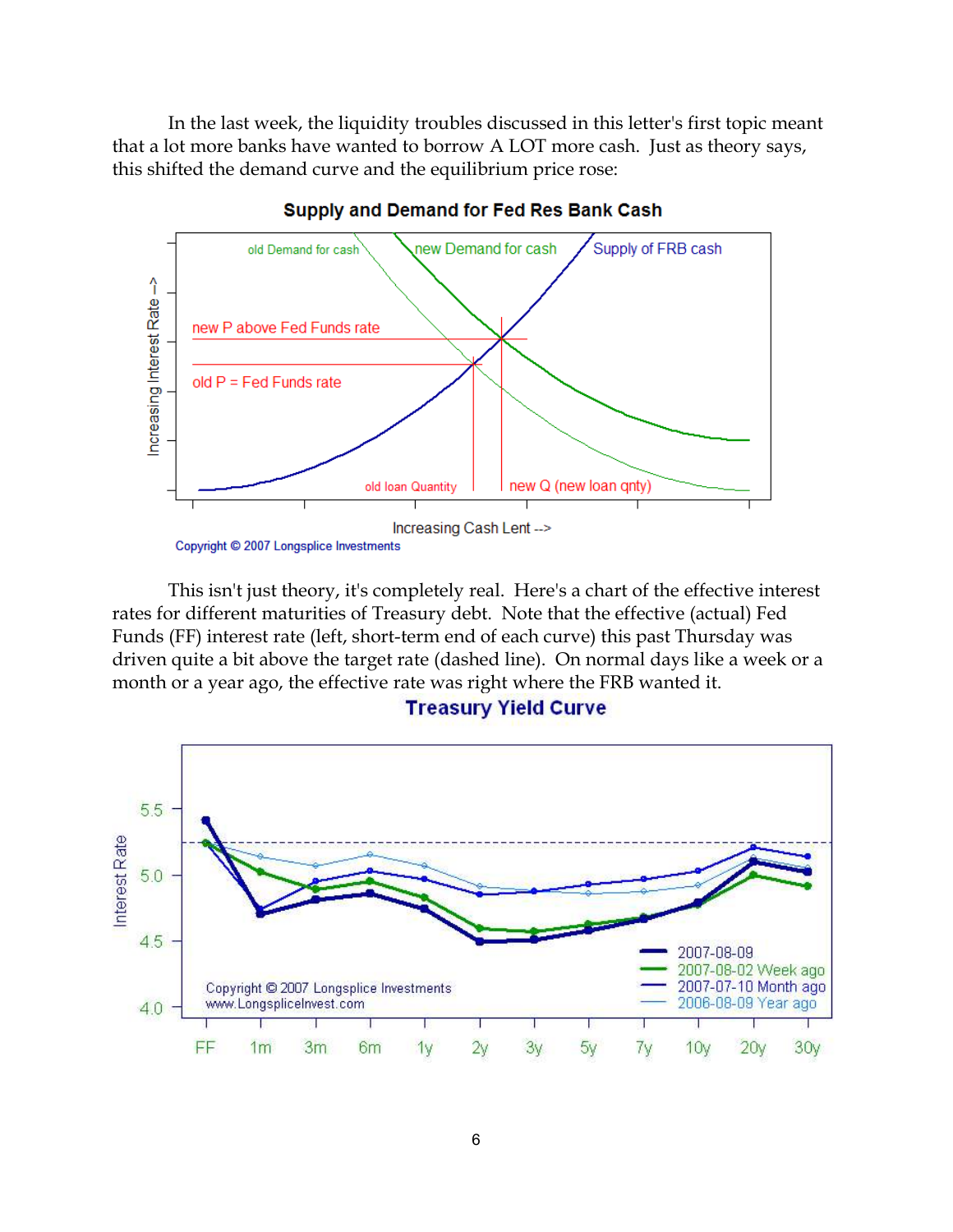In the last week, the liquidity troubles discussed in this letter's first topic meant that a lot more banks have wanted to borrow A LOT more cash. Just as theory says, this shifted the demand curve and the equilibrium price rose:

This isn't just theory, it's completely real. Here's a chart of the effective interest rates for different maturities of Treasury debt. Note that the effective (actual) Fed Funds (FF) interest rate (left, short-term end of each curve) this past Thursday was driven quite a bit above the target rate (dashed line). On normal days like a week or a month or a year ago, the effective rate was right where the FRB wanted it.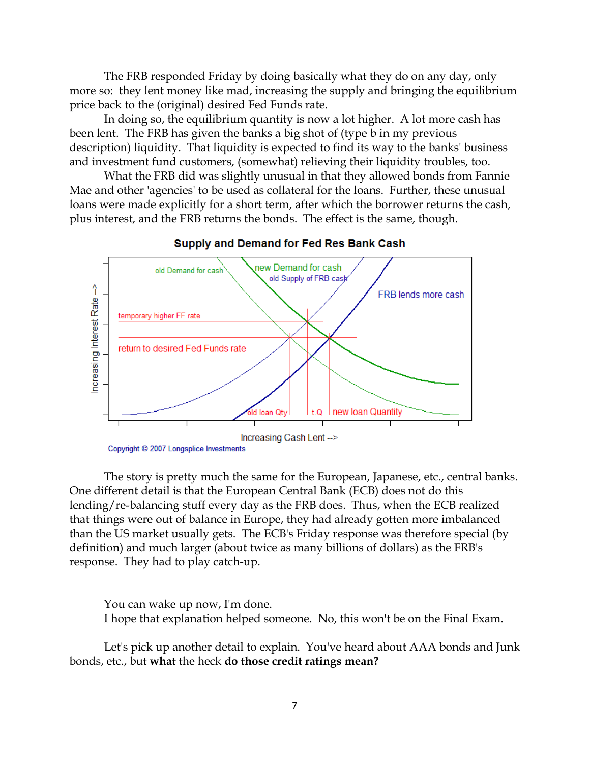The FRB responded Friday by doing basically what they do on any day, only more so: they lent money like mad, increasing the supply and bringing the equilibrium price back to the (original) desired Fed Funds rate.

In doing so, the equilibrium quantity is now a lot higher. A lot more cash has been lent. The FRB has given the banks a big shot of (type b in my previous description) liquidity. That liquidity is expected to find its way to the banks' business and investment fund customers, (somewhat) relieving their liquidity troubles, too.

What the FRB did was slightly unusual in that they allowed bonds from Fannie Mae and other 'agencies' to be used as collateral for the loans. Further, these unusual loans were made explicitly for a short term, after which the borrower returns the cash, plus interest, and the FRB returns the bonds. The effect is the same, though.

**Supply and Demand for Fed Res Bank Cash**

old Demand for cash — new Demand for cash — old Supply of FRB cash — FRB lends more cash — temporary higher FF rate — return to desired Fed Funds rate — old loan Qty — t.Q — new loan Quantity

Increasing Interest Rate -->

Increasing Cash Lent -->

Copyright © 2007 Longsplice Investments

The story is pretty much the same for the European, Japanese, etc., central banks. One different detail is that the European Central Bank (ECB) does not do this lending/re-balancing stuff every day as the FRB does. Thus, when the ECB realized that things were out of balance in Europe, they had already gotten more imbalanced than the US market usually gets. The ECB's Friday response was therefore special (by definition) and much larger (about twice as many billions of dollars) as the FRB's response. They had to play catch-up.

You can wake up now, I'm done.

I hope that explanation helped someone. No, this won't be on the Final Exam.

Let's pick up another detail to explain. You've heard about AAA bonds and Junk bonds, etc., but **what** the heck **do those credit ratings mean?**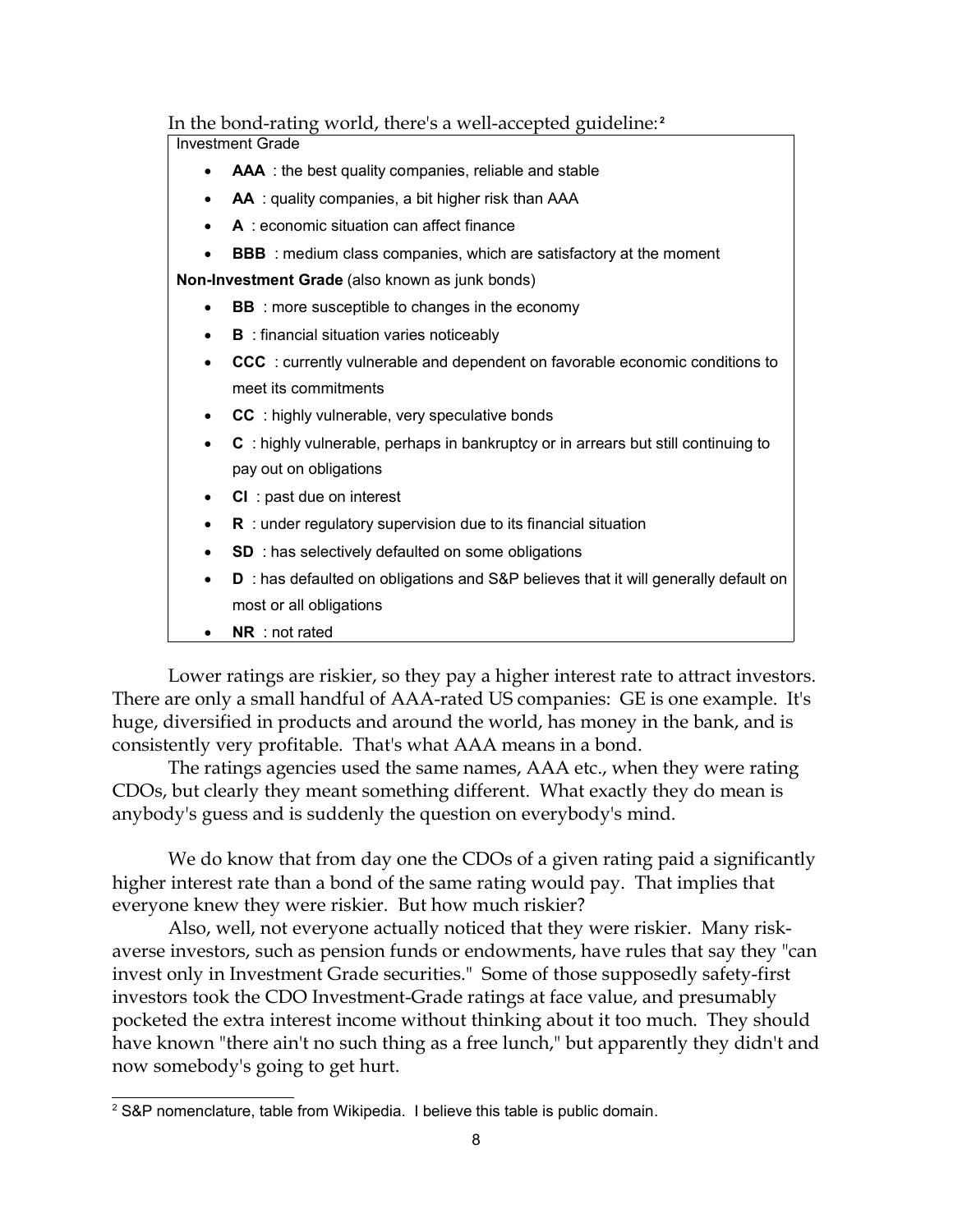In the bond-rating world, there's a well-accepted guideline:[2]

Investment Grade

- **AAA** : the best quality companies, reliable and stable
- **AA** : quality companies, a bit higher risk than AAA
- **A** : economic situation can affect finance
- **BBB** : medium class companies, which are satisfactory at the moment

**Non-Investment Grade** (also known as junk bonds)

- **BB** : more susceptible to changes in the economy
- **B** : financial situation varies noticeably
- **CCC** : currently vulnerable and dependent on favorable economic conditions to meet its commitments
- **CC** : highly vulnerable, very speculative bonds
- **C** : highly vulnerable, perhaps in bankruptcy or in arrears but still continuing to pay out on obligations
- **CI** : past due on interest
- **R** : under regulatory supervision due to its financial situation
- **SD** : has selectively defaulted on some obligations
- **D** : has defaulted on obligations and S&P believes that it will generally default on most or all obligations
- **NR** : not rated

Lower ratings are riskier, so they pay a higher interest rate to attract investors. There are only a small handful of AAA-rated US companies: GE is one example. It's huge, diversified in products and around the world, has money in the bank, and is consistently very profitable. That's what AAA means in a bond.

The ratings agencies used the same names, AAA etc., when they were rating CDOs, but clearly they meant something different. What exactly they do mean is anybody's guess and is suddenly the question on everybody's mind.

We do know that from day one the CDOs of a given rating paid a significantly higher interest rate than a bond of the same rating would pay. That implies that everyone knew they were riskier. But how much riskier?

Also, well, not everyone actually noticed that they were riskier. Many risk-averse investors, such as pension funds or endowments, have rules that say they "can invest only in Investment Grade securities." Some of those supposedly safety-first investors took the CDO Investment-Grade ratings at face value, and presumably pocketed the extra interest income without thinking about it too much. They should have known "there ain't no such thing as a free lunch," but apparently they didn't and now somebody's going to get hurt.

[2] S&P nomenclature, table from Wikipedia. I believe this table is public domain.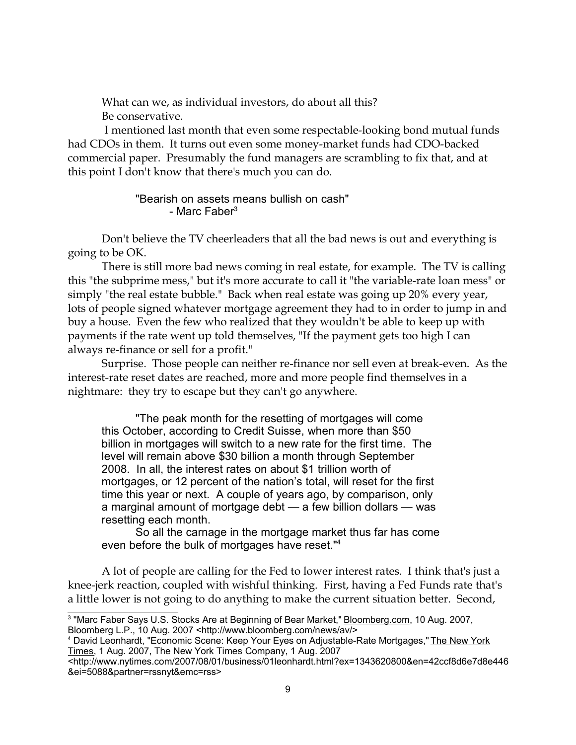What can we, as individual investors, do about all this?

Be conservative.

I mentioned last month that even some respectable-looking bond mutual funds had CDOs in them. It turns out even some money-market funds had CDO-backed commercial paper. Presumably the fund managers are scrambling to fix that, and at this point I don't know that there's much you can do.

> "Bearish on assets means bullish on cash"
> - Marc Faber[3]

Don't believe the TV cheerleaders that all the bad news is out and everything is going to be OK.

There is still more bad news coming in real estate, for example. The TV is calling this "the subprime mess," but it's more accurate to call it "the variable-rate loan mess" or simply "the real estate bubble." Back when real estate was going up 20% every year, lots of people signed whatever mortgage agreement they had to in order to jump in and buy a house. Even the few who realized that they wouldn't be able to keep up with payments if the rate went up told themselves, "If the payment gets too high I can always re-finance or sell for a profit."

Surprise. Those people can neither re-finance nor sell even at break-even. As the interest-rate reset dates are reached, more and more people find themselves in a nightmare: they try to escape but they can't go anywhere.

> "The peak month for the resetting of mortgages will come this October, according to Credit Suisse, when more than $50 billion in mortgages will switch to a new rate for the first time. The level will remain above $30 billion a month through September 2008. In all, the interest rates on about $1 trillion worth of mortgages, or 12 percent of the nation's total, will reset for the first time this year or next. A couple of years ago, by comparison, only a marginal amount of mortgage debt — a few billion dollars — was resetting each month.
>
> So all the carnage in the mortgage market thus far has come even before the bulk of mortgages have reset."[4]

A lot of people are calling for the Fed to lower interest rates. I think that's just a knee-jerk reaction, coupled with wishful thinking. First, having a Fed Funds rate that's a little lower is not going to do anything to make the current situation better. Second,

---

[3] "Marc Faber Says U.S. Stocks Are at Beginning of Bear Market," Bloomberg.com, 10 Aug. 2007, Bloomberg L.P., 10 Aug. 2007 <http://www.bloomberg.com/news/av/>

[4] David Leonhardt, "Economic Scene: Keep Your Eyes on Adjustable-Rate Mortgages," The New York Times, 1 Aug. 2007, The New York Times Company, 1 Aug. 2007 <http://www.nytimes.com/2007/08/01/business/01leonhardt.html?ex=1343620800&en=42ccf8d6e7d8e446&ei=5088&partner=rssnyt&emc=rss>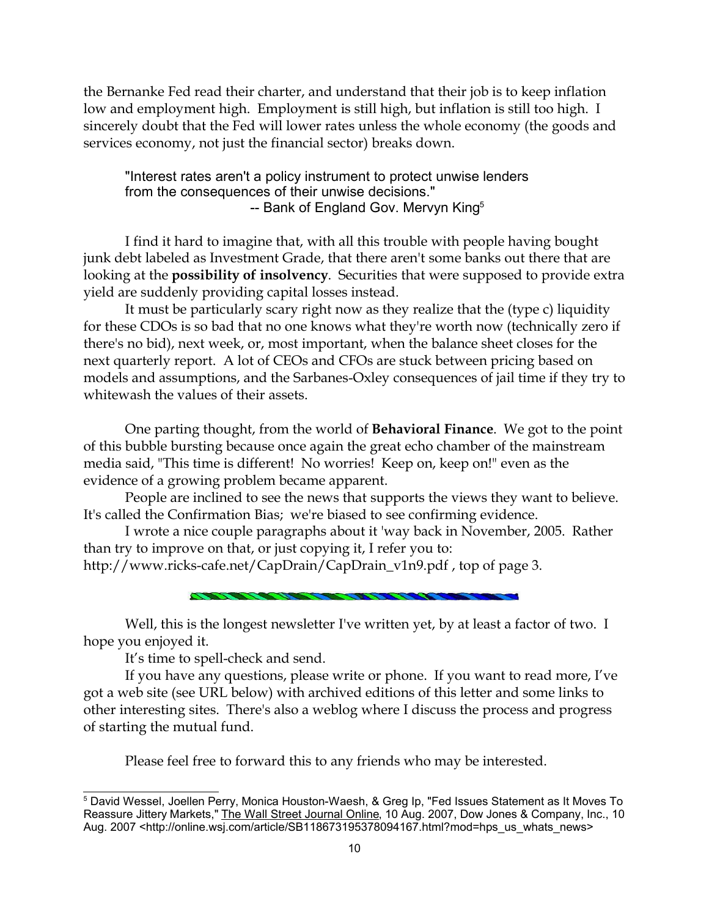the Bernanke Fed read their charter, and understand that their job is to keep inflation low and employment high. Employment is still high, but inflation is still too high. I sincerely doubt that the Fed will lower rates unless the whole economy (the goods and services economy, not just the financial sector) breaks down.

> "Interest rates aren't a policy instrument to protect unwise lenders from the consequences of their unwise decisions."
> -- Bank of England Gov. Mervyn King[5]

I find it hard to imagine that, with all this trouble with people having bought junk debt labeled as Investment Grade, that there aren't some banks out there that are looking at the **possibility of insolvency**. Securities that were supposed to provide extra yield are suddenly providing capital losses instead.

It must be particularly scary right now as they realize that the (type c) liquidity for these CDOs is so bad that no one knows what they're worth now (technically zero if there's no bid), next week, or, most important, when the balance sheet closes for the next quarterly report. A lot of CEOs and CFOs are stuck between pricing based on models and assumptions, and the Sarbanes-Oxley consequences of jail time if they try to whitewash the values of their assets.

One parting thought, from the world of **Behavioral Finance**. We got to the point of this bubble bursting because once again the great echo chamber of the mainstream media said, "This time is different! No worries! Keep on, keep on!" even as the evidence of a growing problem became apparent.

People are inclined to see the news that supports the views they want to believe. It's called the Confirmation Bias; we're biased to see confirming evidence.

I wrote a nice couple paragraphs about it 'way back in November, 2005. Rather than try to improve on that, or just copying it, I refer you to: http://www.ricks-cafe.net/CapDrain/CapDrain_v1n9.pdf , top of page 3.

---

Well, this is the longest newsletter I've written yet, by at least a factor of two. I hope you enjoyed it.

It's time to spell-check and send.

If you have any questions, please write or phone. If you want to read more, I've got a web site (see URL below) with archived editions of this letter and some links to other interesting sites. There's also a weblog where I discuss the process and progress of starting the mutual fund.

Please feel free to forward this to any friends who may be interested.

---

[5] David Wessel, Joellen Perry, Monica Houston-Waesh, & Greg Ip, "Fed Issues Statement as It Moves To Reassure Jittery Markets," The Wall Street Journal Online, 10 Aug. 2007, Dow Jones & Company, Inc., 10 Aug. 2007 <http://online.wsj.com/article/SB118673195378094167.html?mod=hps_us_whats_news>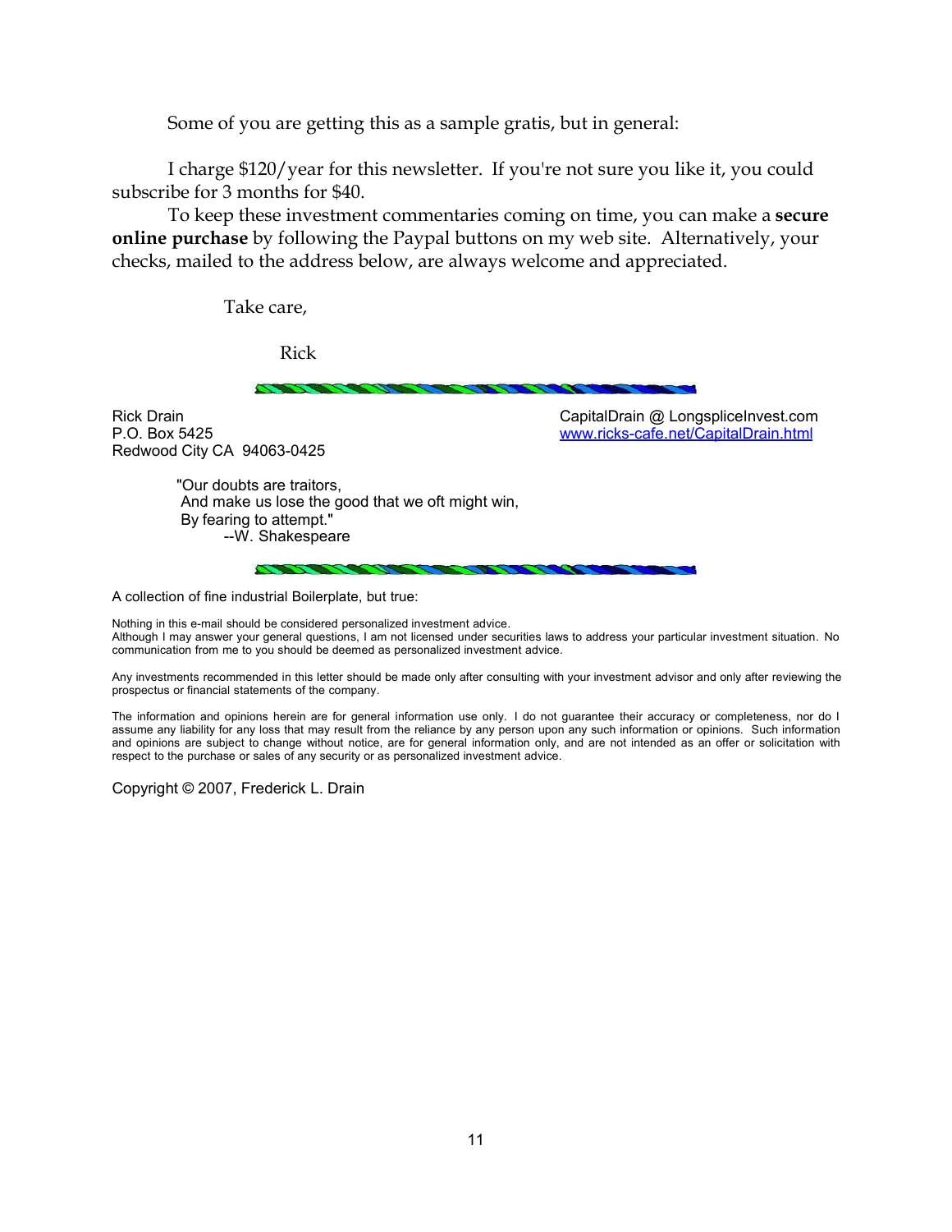Some of you are getting this as a sample gratis, but in general:

I charge $120/year for this newsletter. If you're not sure you like it, you could subscribe for 3 months for $40.

To keep these investment commentaries coming on time, you can make a **secure online purchase** by following the Paypal buttons on my web site. Alternatively, your checks, mailed to the address below, are always welcome and appreciated.

Take care,

Rick

---

Rick Drain
P.O. Box 5425
Redwood City CA 94063-0425

CapitalDrain @ LongspliceInvest.com
www.ricks-cafe.net/CapitalDrain.html

"Our doubts are traitors,
And make us lose the good that we oft might win,
By fearing to attempt."
--W. Shakespeare

---

A collection of fine industrial Boilerplate, but true:

Nothing in this e-mail should be considered personalized investment advice.
Although I may answer your general questions, I am not licensed under securities laws to address your particular investment situation. No communication from me to you should be deemed as personalized investment advice.

Any investments recommended in this letter should be made only after consulting with your investment advisor and only after reviewing the prospectus or financial statements of the company.

The information and opinions herein are for general information use only. I do not guarantee their accuracy or completeness, nor do I assume any liability for any loss that may result from the reliance by any person upon any such information or opinions. Such information and opinions are subject to change without notice, are for general information only, and are not intended as an offer or solicitation with respect to the purchase or sales of any security or as personalized investment advice.

Copyright © 2007, Frederick L. Drain